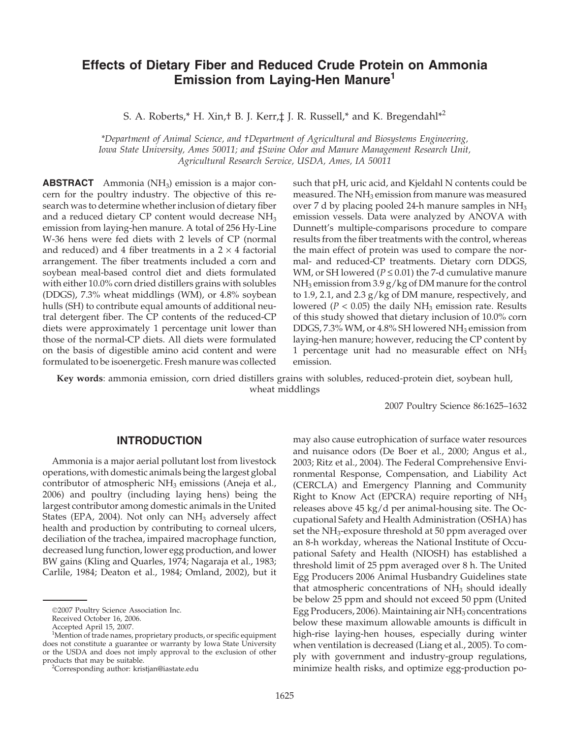# Effects of Dietary Fiber and Reduced Crude Protein on Ammonia Emission from Laying-Hen Manure[1]

S. A. Roberts,* H. Xin,† B. J. Kerr,‡ J. R. Russell,* and K. Bregendahl*[2]

*Department of Animal Science, and †Department of Agricultural and Biosystems Engineering, Iowa State University, Ames 50011; and ‡Swine Odor and Manure Management Research Unit, Agricultural Research Service, USDA, Ames, IA 50011*

**ABSTRACT** Ammonia ($NH_3$) emission is a major concern for the poultry industry. The objective of this research was to determine whether inclusion of dietary fiber and a reduced dietary CP content would decrease $NH_3$ emission from laying-hen manure. A total of 256 Hy-Line W-36 hens were fed diets with 2 levels of CP (normal and reduced) and 4 fiber treatments in a $2 \times 4$ factorial arrangement. The fiber treatments included a corn and soybean meal-based control diet and diets formulated with either 10.0% corn dried distillers grains with solubles (DDGS), 7.3% wheat middlings (WM), or 4.8% soybean hulls (SH) to contribute equal amounts of additional neutral detergent fiber. The CP contents of the reduced-CP diets were approximately 1 percentage unit lower than those of the normal-CP diets. All diets were formulated on the basis of digestible amino acid content and were formulated to be isoenergetic. Fresh manure was collected such that pH, uric acid, and Kjeldahl N contents could be measured. The $NH_3$ emission from manure was measured over 7 d by placing pooled 24-h manure samples in $NH_3$ emission vessels. Data were analyzed by ANOVA with Dunnett's multiple-comparisons procedure to compare results from the fiber treatments with the control, whereas the main effect of protein was used to compare the normal- and reduced-CP treatments. Dietary corn DDGS, WM, or SH lowered ($P \leq 0.01$) the 7-d cumulative manure $NH_3$ emission from 3.9 g/kg of DM manure for the control to 1.9, 2.1, and 2.3 g/kg of DM manure, respectively, and lowered ($P < 0.05$) the daily $NH_3$ emission rate. Results of this study showed that dietary inclusion of 10.0% corn DDGS, 7.3% WM, or 4.8% SH lowered $NH_3$ emission from laying-hen manure; however, reducing the CP content by 1 percentage unit had no measurable effect on $NH_3$ emission.

**Key words**: ammonia emission, corn dried distillers grains with solubles, reduced-protein diet, soybean hull, wheat middlings

2007 Poultry Science 86:1625–1632

## INTRODUCTION

Ammonia is a major aerial pollutant lost from livestock operations, with domestic animals being the largest global contributor of atmospheric $NH_3$ emissions (Aneja et al., 2006) and poultry (including laying hens) being the largest contributor among domestic animals in the United States (EPA, 2004). Not only can $NH_3$ adversely affect health and production by contributing to corneal ulcers, deciliation of the trachea, impaired macrophage function, decreased lung function, lower egg production, and lower BW gains (Kling and Quarles, 1974; Nagaraja et al., 1983; Carlile, 1984; Deaton et al., 1984; Omland, 2002), but it may also cause eutrophication of surface water resources and nuisance odors (De Boer et al., 2000; Angus et al., 2003; Ritz et al., 2004). The Federal Comprehensive Environmental Response, Compensation, and Liability Act (CERCLA) and Emergency Planning and Community Right to Know Act (EPCRA) require reporting of $NH_3$ releases above 45 kg/d per animal-housing site. The Occupational Safety and Health Administration (OSHA) has set the $NH_3$-exposure threshold at 50 ppm averaged over an 8-h workday, whereas the National Institute of Occupational Safety and Health (NIOSH) has established a threshold limit of 25 ppm averaged over 8 h. The United Egg Producers 2006 Animal Husbandry Guidelines state that atmospheric concentrations of $NH_3$ should ideally be below 25 ppm and should not exceed 50 ppm (United Egg Producers, 2006). Maintaining air $NH_3$ concentrations below these maximum allowable amounts is difficult in high-rise laying-hen houses, especially during winter when ventilation is decreased (Liang et al., 2005). To comply with government and industry-group regulations, minimize health risks, and optimize egg-production po-

©2007 Poultry Science Association Inc.
Received October 16, 2006.
Accepted April 15, 2007.
[1]Mention of trade names, proprietary products, or specific equipment does not constitute a guarantee or warranty by Iowa State University or the USDA and does not imply approval to the exclusion of other products that may be suitable.
[2]Corresponding author: kristjan@iastate.edu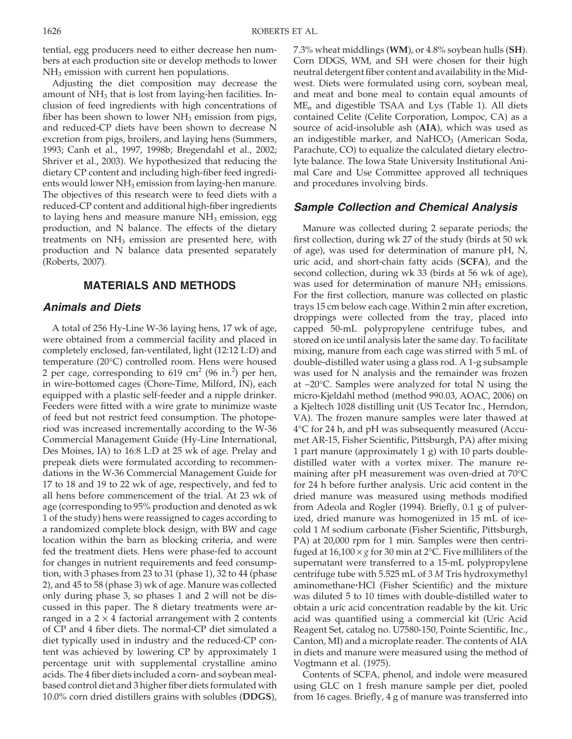tential, egg producers need to either decrease hen numbers at each production site or develop methods to lower $NH_3$ emission with current hen populations.

Adjusting the diet composition may decrease the amount of $NH_3$ that is lost from laying-hen facilities. Inclusion of feed ingredients with high concentrations of fiber has been shown to lower $NH_3$ emission from pigs, and reduced-CP diets have been shown to decrease N excretion from pigs, broilers, and laying hens (Summers, 1993; Canh et al., 1997, 1998b; Bregendahl et al., 2002; Shriver et al., 2003). We hypothesized that reducing the dietary CP content and including high-fiber feed ingredients would lower $NH_3$ emission from laying-hen manure. The objectives of this research were to feed diets with a reduced-CP content and additional high-fiber ingredients to laying hens and measure manure $NH_3$ emission, egg production, and N balance. The effects of the dietary treatments on $NH_3$ emission are presented here, with production and N balance data presented separately (Roberts, 2007).

## MATERIALS AND METHODS

### Animals and Diets

A total of 256 Hy-Line W-36 laying hens, 17 wk of age, were obtained from a commercial facility and placed in completely enclosed, fan-ventilated, light (12:12 L:D) and temperature (20°C) controlled room. Hens were housed 2 per cage, corresponding to 619 $cm^2$ (96 $in.^2$) per hen, in wire-bottomed cages (Chore-Time, Milford, IN), each equipped with a plastic self-feeder and a nipple drinker. Feeders were fitted with a wire grate to minimize waste of feed but not restrict feed consumption. The photoperiod was increased incrementally according to the W-36 Commercial Management Guide (Hy-Line International, Des Moines, IA) to 16:8 L:D at 25 wk of age. Prelay and prepeak diets were formulated according to recommendations in the W-36 Commercial Management Guide for 17 to 18 and 19 to 22 wk of age, respectively, and fed to all hens before commencement of the trial. At 23 wk of age (corresponding to 95% production and denoted as wk 1 of the study) hens were reassigned to cages according to a randomized complete block design, with BW and cage location within the barn as blocking criteria, and were fed the treatment diets. Hens were phase-fed to account for changes in nutrient requirements and feed consumption, with 3 phases from 23 to 31 (phase 1), 32 to 44 (phase 2), and 45 to 58 (phase 3) wk of age. Manure was collected only during phase 3, so phases 1 and 2 will not be discussed in this paper. The 8 dietary treatments were arranged in a 2 × 4 factorial arrangement with 2 contents of CP and 4 fiber diets. The normal-CP diet simulated a diet typically used in industry and the reduced-CP content was achieved by lowering CP by approximately 1 percentage unit with supplemental crystalline amino acids. The 4 fiber diets included a corn- and soybean meal-based control diet and 3 higher fiber diets formulated with 10.0% corn dried distillers grains with solubles (**DDGS**), 7.3% wheat middlings (**WM**), or 4.8% soybean hulls (**SH**). Corn DDGS, WM, and SH were chosen for their high neutral detergent fiber content and availability in the Midwest. Diets were formulated using corn, soybean meal, and meat and bone meal to contain equal amounts of $ME_n$ and digestible TSAA and Lys (Table 1). All diets contained Celite (Celite Corporation, Lompoc, CA) as a source of acid-insoluble ash (**AIA**), which was used as an indigestible marker, and $NaHCO_3$ (American Soda, Parachute, CO) to equalize the calculated dietary electrolyte balance. The Iowa State University Institutional Animal Care and Use Committee approved all techniques and procedures involving birds.

### Sample Collection and Chemical Analysis

Manure was collected during 2 separate periods; the first collection, during wk 27 of the study (birds at 50 wk of age), was used for determination of manure pH, N, uric acid, and short-chain fatty acids (**SCFA**), and the second collection, during wk 33 (birds at 56 wk of age), was used for determination of manure $NH_3$ emissions. For the first collection, manure was collected on plastic trays 15 cm below each cage. Within 2 min after excretion, droppings were collected from the tray, placed into capped 50-mL polypropylene centrifuge tubes, and stored on ice until analysis later the same day. To facilitate mixing, manure from each cage was stirred with 5 mL of double-distilled water using a glass rod. A 1-g subsample was used for N analysis and the remainder was frozen at −20°C. Samples were analyzed for total N using the micro-Kjeldahl method (method 990.03, AOAC, 2006) on a Kjeltech 1028 distilling unit (US Tecator Inc., Herndon, VA). The frozen manure samples were later thawed at 4°C for 24 h, and pH was subsequently measured (Accumet AR-15, Fisher Scientific, Pittsburgh, PA) after mixing 1 part manure (approximately 1 g) with 10 parts double-distilled water with a vortex mixer. The manure remaining after pH measurement was oven-dried at 70°C for 24 h before further analysis. Uric acid content in the dried manure was measured using methods modified from Adeola and Rogler (1994). Briefly, 0.1 g of pulverized, dried manure was homogenized in 15 mL of ice-cold 1 *M* sodium carbonate (Fisher Scientific, Pittsburgh, PA) at 20,000 rpm for 1 min. Samples were then centrifuged at 16,100 × *g* for 30 min at 2°C. Five milliliters of the supernatant were transferred to a 15-mL polypropylene centrifuge tube with 5.525 mL of 3 *M* Tris hydroxymethyl aminomethane·HCl (Fisher Scientific) and the mixture was diluted 5 to 10 times with double-distilled water to obtain a uric acid concentration readable by the kit. Uric acid was quantified using a commercial kit (Uric Acid Reagent Set, catalog no. U7580-150, Pointe Scientific, Inc., Canton, MI) and a microplate reader. The contents of AIA in diets and manure were measured using the method of Vogtmann et al. (1975).

Contents of SCFA, phenol, and indole were measured using GLC on 1 fresh manure sample per diet, pooled from 16 cages. Briefly, 4 g of manure was transferred into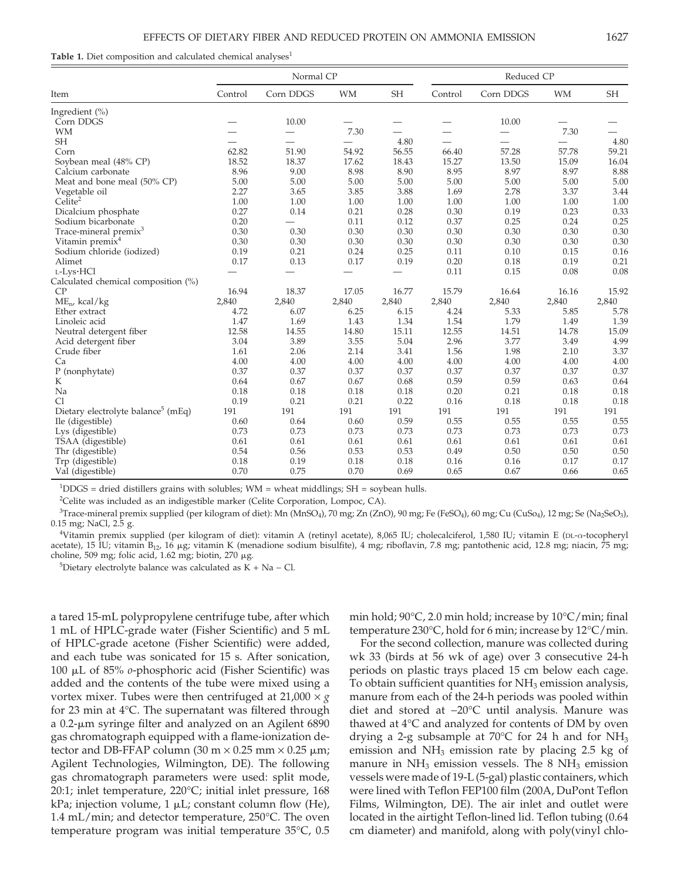**Table 1.** Diet composition and calculated chemical analyses[1]

| Item | Normal CP | | | | Reduced CP | | | |
|---|---|---|---|---|---|---|---|---|
| | Control | Corn DDGS | WM | SH | Control | Corn DDGS | WM | SH |
| Ingredient (%) | | | | | | | | |
| Corn DDGS | — | 10.00 | — | — | — | 10.00 | — | — |
| WM | — | — | 7.30 | — | — | — | 7.30 | — |
| SH | — | — | — | 4.80 | — | — | — | 4.80 |
| Corn | 62.82 | 51.90 | 54.92 | 56.55 | 66.40 | 57.28 | 57.78 | 59.21 |
| Soybean meal (48% CP) | 18.52 | 18.37 | 17.62 | 18.43 | 15.27 | 13.50 | 15.09 | 16.04 |
| Calcium carbonate | 8.96 | 9.00 | 8.98 | 8.90 | 8.95 | 8.97 | 8.97 | 8.88 |
| Meat and bone meal (50% CP) | 5.00 | 5.00 | 5.00 | 5.00 | 5.00 | 5.00 | 5.00 | 5.00 |
| Vegetable oil | 2.27 | 3.65 | 3.85 | 3.88 | 1.69 | 2.78 | 3.37 | 3.44 |
| Celite[2] | 1.00 | 1.00 | 1.00 | 1.00 | 1.00 | 1.00 | 1.00 | 1.00 |
| Dicalcium phosphate | 0.27 | 0.14 | 0.21 | 0.28 | 0.30 | 0.19 | 0.23 | 0.33 |
| Sodium bicarbonate | 0.20 | — | 0.11 | 0.12 | 0.37 | 0.25 | 0.24 | 0.25 |
| Trace-mineral premix[3] | 0.30 | 0.30 | 0.30 | 0.30 | 0.30 | 0.30 | 0.30 | 0.30 |
| Vitamin premix[4] | 0.30 | 0.30 | 0.30 | 0.30 | 0.30 | 0.30 | 0.30 | 0.30 |
| Sodium chloride (iodized) | 0.19 | 0.21 | 0.24 | 0.25 | 0.11 | 0.10 | 0.15 | 0.16 |
| Alimet | 0.17 | 0.13 | 0.17 | 0.19 | 0.20 | 0.18 | 0.19 | 0.21 |
| L-Lys·HCl | — | — | — | — | 0.11 | 0.15 | 0.08 | 0.08 |
| Calculated chemical composition (%) | | | | | | | | |
| CP | 16.94 | 18.37 | 17.05 | 16.77 | 15.79 | 16.64 | 16.16 | 15.92 |
| $ME_n$, kcal/kg | 2,840 | 2,840 | 2,840 | 2,840 | 2,840 | 2,840 | 2,840 | 2,840 |
| Ether extract | 4.72 | 6.07 | 6.25 | 6.15 | 4.24 | 5.33 | 5.85 | 5.78 |
| Linoleic acid | 1.47 | 1.69 | 1.43 | 1.34 | 1.54 | 1.79 | 1.49 | 1.39 |
| Neutral detergent fiber | 12.58 | 14.55 | 14.80 | 15.11 | 12.55 | 14.51 | 14.78 | 15.09 |
| Acid detergent fiber | 3.04 | 3.89 | 3.55 | 5.04 | 2.96 | 3.77 | 3.49 | 4.99 |
| Crude fiber | 1.61 | 2.06 | 2.14 | 3.41 | 1.56 | 1.98 | 2.10 | 3.37 |
| Ca | 4.00 | 4.00 | 4.00 | 4.00 | 4.00 | 4.00 | 4.00 | 4.00 |
| P (nonphytate) | 0.37 | 0.37 | 0.37 | 0.37 | 0.37 | 0.37 | 0.37 | 0.37 |
| K | 0.64 | 0.67 | 0.67 | 0.68 | 0.59 | 0.59 | 0.63 | 0.64 |
| Na | 0.18 | 0.18 | 0.18 | 0.18 | 0.20 | 0.21 | 0.18 | 0.18 |
| Cl | 0.19 | 0.21 | 0.21 | 0.22 | 0.16 | 0.18 | 0.18 | 0.18 |
| Dietary electrolyte balance[5] (mEq) | 191 | 191 | 191 | 191 | 191 | 191 | 191 | 191 |
| Ile (digestible) | 0.60 | 0.64 | 0.60 | 0.59 | 0.55 | 0.55 | 0.55 | 0.55 |
| Lys (digestible) | 0.73 | 0.73 | 0.73 | 0.73 | 0.73 | 0.73 | 0.73 | 0.73 |
| TSAA (digestible) | 0.61 | 0.61 | 0.61 | 0.61 | 0.61 | 0.61 | 0.61 | 0.61 |
| Thr (digestible) | 0.54 | 0.56 | 0.53 | 0.53 | 0.49 | 0.50 | 0.50 | 0.50 |
| Trp (digestible) | 0.18 | 0.19 | 0.18 | 0.18 | 0.16 | 0.16 | 0.17 | 0.17 |
| Val (digestible) | 0.70 | 0.75 | 0.70 | 0.69 | 0.65 | 0.67 | 0.66 | 0.65 |

[1]DDGS = dried distillers grains with solubles; WM = wheat middlings; SH = soybean hulls.

[2]Celite was included as an indigestible marker (Celite Corporation, Lompoc, CA).

[3]Trace-mineral premix supplied (per kilogram of diet): Mn ($MnSO_4$), 70 mg; Zn (ZnO), 90 mg; Fe ($FeSO_4$), 60 mg; Cu ($CuSo_4$), 12 mg; Se ($Na_2SeO_3$), 0.15 mg; NaCl, 2.5 g.

[4]Vitamin premix supplied (per kilogram of diet): vitamin A (retinyl acetate), 8,065 IU; cholecalciferol, 1,580 IU; vitamin E (DL-α-tocopheryl acetate), 15 IU; vitamin $B_{12}$, 16 μg; vitamin K (menadione sodium bisulfite), 4 mg; riboflavin, 7.8 mg; pantothenic acid, 12.8 mg; niacin, 75 mg; choline, 509 mg; folic acid, 1.62 mg; biotin, 270 μg.

[5]Dietary electrolyte balance was calculated as K + Na − Cl.

a tared 15-mL polypropylene centrifuge tube, after which 1 mL of HPLC-grade water (Fisher Scientific) and 5 mL of HPLC-grade acetone (Fisher Scientific) were added, and each tube was sonicated for 15 s. After sonication, 100 μL of 85% *o*-phosphoric acid (Fisher Scientific) was added and the contents of the tube were mixed using a vortex mixer. Tubes were then centrifuged at 21,000 × *g* for 23 min at 4°C. The supernatant was filtered through a 0.2-μm syringe filter and analyzed on an Agilent 6890 gas chromatograph equipped with a flame-ionization detector and DB-FFAP column (30 m × 0.25 mm × 0.25 μm; Agilent Technologies, Wilmington, DE). The following gas chromatograph parameters were used: split mode, 20:1; inlet temperature, 220°C; initial inlet pressure, 168 kPa; injection volume, 1 μL; constant column flow (He), 1.4 mL/min; and detector temperature, 250°C. The oven temperature program was initial temperature 35°C, 0.5 min hold; 90°C, 2.0 min hold; increase by 10°C/min; final temperature 230°C, hold for 6 min; increase by 12°C/min.

For the second collection, manure was collected during wk 33 (birds at 56 wk of age) over 3 consecutive 24-h periods on plastic trays placed 15 cm below each cage. To obtain sufficient quantities for $NH_3$ emission analysis, manure from each of the 24-h periods was pooled within diet and stored at −20°C until analysis. Manure was thawed at 4°C and analyzed for contents of DM by oven drying a 2-g subsample at 70°C for 24 h and for $NH_3$ emission and $NH_3$ emission rate by placing 2.5 kg of manure in $NH_3$ emission vessels. The 8 $NH_3$ emission vessels were made of 19-L (5-gal) plastic containers, which were lined with Teflon FEP100 film (200A, DuPont Teflon Films, Wilmington, DE). The air inlet and outlet were located in the airtight Teflon-lined lid. Teflon tubing (0.64 cm diameter) and manifold, along with poly(vinyl chlo-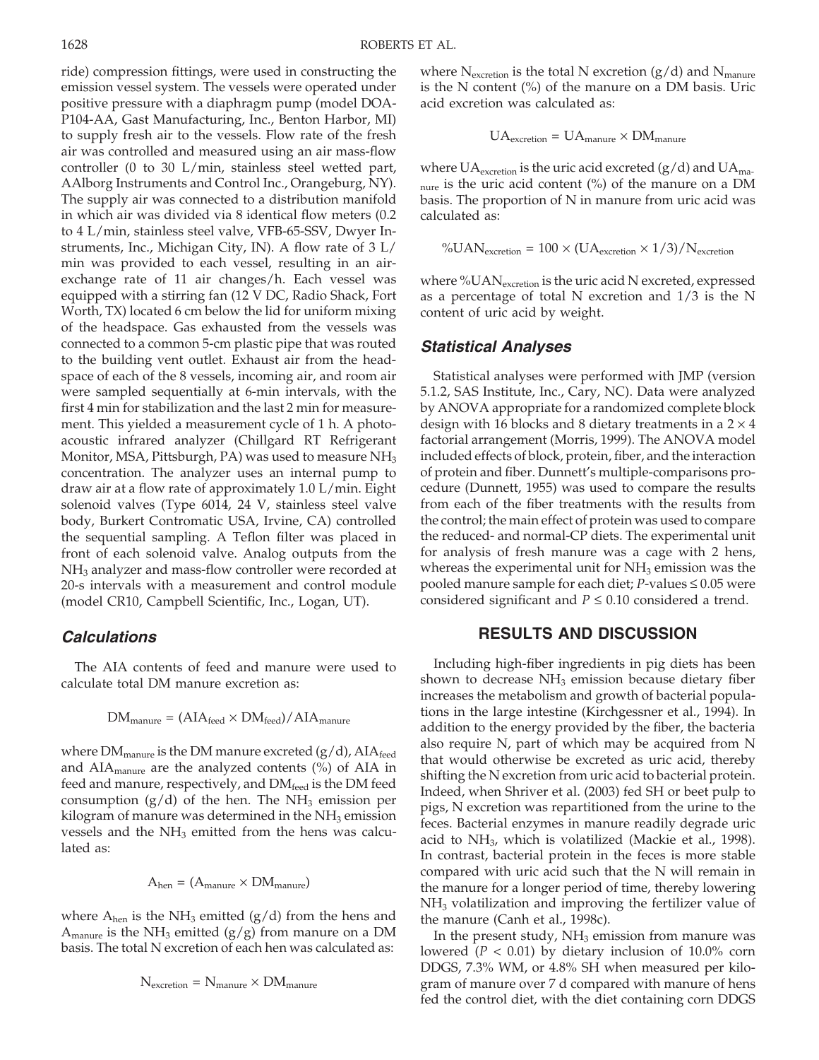ride) compression fittings, were used in constructing the emission vessel system. The vessels were operated under positive pressure with a diaphragm pump (model DOA-P104-AA, Gast Manufacturing, Inc., Benton Harbor, MI) to supply fresh air to the vessels. Flow rate of the fresh air was controlled and measured using an air mass-flow controller (0 to 30 L/min, stainless steel wetted part, AAlborg Instruments and Control Inc., Orangeburg, NY). The supply air was connected to a distribution manifold in which air was divided via 8 identical flow meters (0.2 to 4 L/min, stainless steel valve, VFB-65-SSV, Dwyer Instruments, Inc., Michigan City, IN). A flow rate of 3 L/min was provided to each vessel, resulting in an air-exchange rate of 11 air changes/h. Each vessel was equipped with a stirring fan (12 V DC, Radio Shack, Fort Worth, TX) located 6 cm below the lid for uniform mixing of the headspace. Gas exhausted from the vessels was connected to a common 5-cm plastic pipe that was routed to the building vent outlet. Exhaust air from the headspace of each of the 8 vessels, incoming air, and room air were sampled sequentially at 6-min intervals, with the first 4 min for stabilization and the last 2 min for measurement. This yielded a measurement cycle of 1 h. A photoacoustic infrared analyzer (Chillgard RT Refrigerant Monitor, MSA, Pittsburgh, PA) was used to measure $NH_3$ concentration. The analyzer uses an internal pump to draw air at a flow rate of approximately 1.0 L/min. Eight solenoid valves (Type 6014, 24 V, stainless steel valve body, Burkert Contromatic USA, Irvine, CA) controlled the sequential sampling. A Teflon filter was placed in front of each solenoid valve. Analog outputs from the $NH_3$ analyzer and mass-flow controller were recorded at 20-s intervals with a measurement and control module (model CR10, Campbell Scientific, Inc., Logan, UT).

## Calculations

The AIA contents of feed and manure were used to calculate total DM manure excretion as:

$$DM_{manure} = (AIA_{feed} \times DM_{feed})/AIA_{manure}$$

where $DM_{manure}$ is the DM manure excreted (g/d), $AIA_{feed}$ and $AIA_{manure}$ are the analyzed contents (%) of AIA in feed and manure, respectively, and $DM_{feed}$ is the DM feed consumption (g/d) of the hen. The $NH_3$ emission per kilogram of manure was determined in the $NH_3$ emission vessels and the $NH_3$ emitted from the hens was calculated as:

$$A_{hen} = (A_{manure} \times DM_{manure})$$

where $A_{hen}$ is the $NH_3$ emitted (g/d) from the hens and $A_{manure}$ is the $NH_3$ emitted (g/g) from manure on a DM basis. The total N excretion of each hen was calculated as:

$$N_{excretion} = N_{manure} \times DM_{manure}$$

where $N_{excretion}$ is the total N excretion (g/d) and $N_{manure}$ is the N content (%) of the manure on a DM basis. Uric acid excretion was calculated as:

$$UA_{excretion} = UA_{manure} \times DM_{manure}$$

where $UA_{excretion}$ is the uric acid excreted (g/d) and $UA_{manure}$ is the uric acid content (%) of the manure on a DM basis. The proportion of N in manure from uric acid was calculated as:

$$\%UAN_{excretion} = 100 \times (UA_{excretion} \times 1/3)/N_{excretion}$$

where $\%UAN_{excretion}$ is the uric acid N excreted, expressed as a percentage of total N excretion and 1/3 is the N content of uric acid by weight.

## Statistical Analyses

Statistical analyses were performed with JMP (version 5.1.2, SAS Institute, Inc., Cary, NC). Data were analyzed by ANOVA appropriate for a randomized complete block design with 16 blocks and 8 dietary treatments in a $2 \times 4$ factorial arrangement (Morris, 1999). The ANOVA model included effects of block, protein, fiber, and the interaction of protein and fiber. Dunnett's multiple-comparisons procedure (Dunnett, 1955) was used to compare the results from each of the fiber treatments with the results from the control; the main effect of protein was used to compare the reduced- and normal-CP diets. The experimental unit for analysis of fresh manure was a cage with 2 hens, whereas the experimental unit for $NH_3$ emission was the pooled manure sample for each diet; $P$-values $\leq 0.05$ were considered significant and $P \leq 0.10$ considered a trend.

# RESULTS AND DISCUSSION

Including high-fiber ingredients in pig diets has been shown to decrease $NH_3$ emission because dietary fiber increases the metabolism and growth of bacterial populations in the large intestine (Kirchgessner et al., 1994). In addition to the energy provided by the fiber, the bacteria also require N, part of which may be acquired from N that would otherwise be excreted as uric acid, thereby shifting the N excretion from uric acid to bacterial protein. Indeed, when Shriver et al. (2003) fed SH or beet pulp to pigs, N excretion was repartitioned from the urine to the feces. Bacterial enzymes in manure readily degrade uric acid to $NH_3$, which is volatilized (Mackie et al., 1998). In contrast, bacterial protein in the feces is more stable compared with uric acid such that the N will remain in the manure for a longer period of time, thereby lowering $NH_3$ volatilization and improving the fertilizer value of the manure (Canh et al., 1998c).

In the present study, $NH_3$ emission from manure was lowered ($P < 0.01$) by dietary inclusion of 10.0% corn DDGS, 7.3% WM, or 4.8% SH when measured per kilogram of manure over 7 d compared with manure of hens fed the control diet, with the diet containing corn DDGS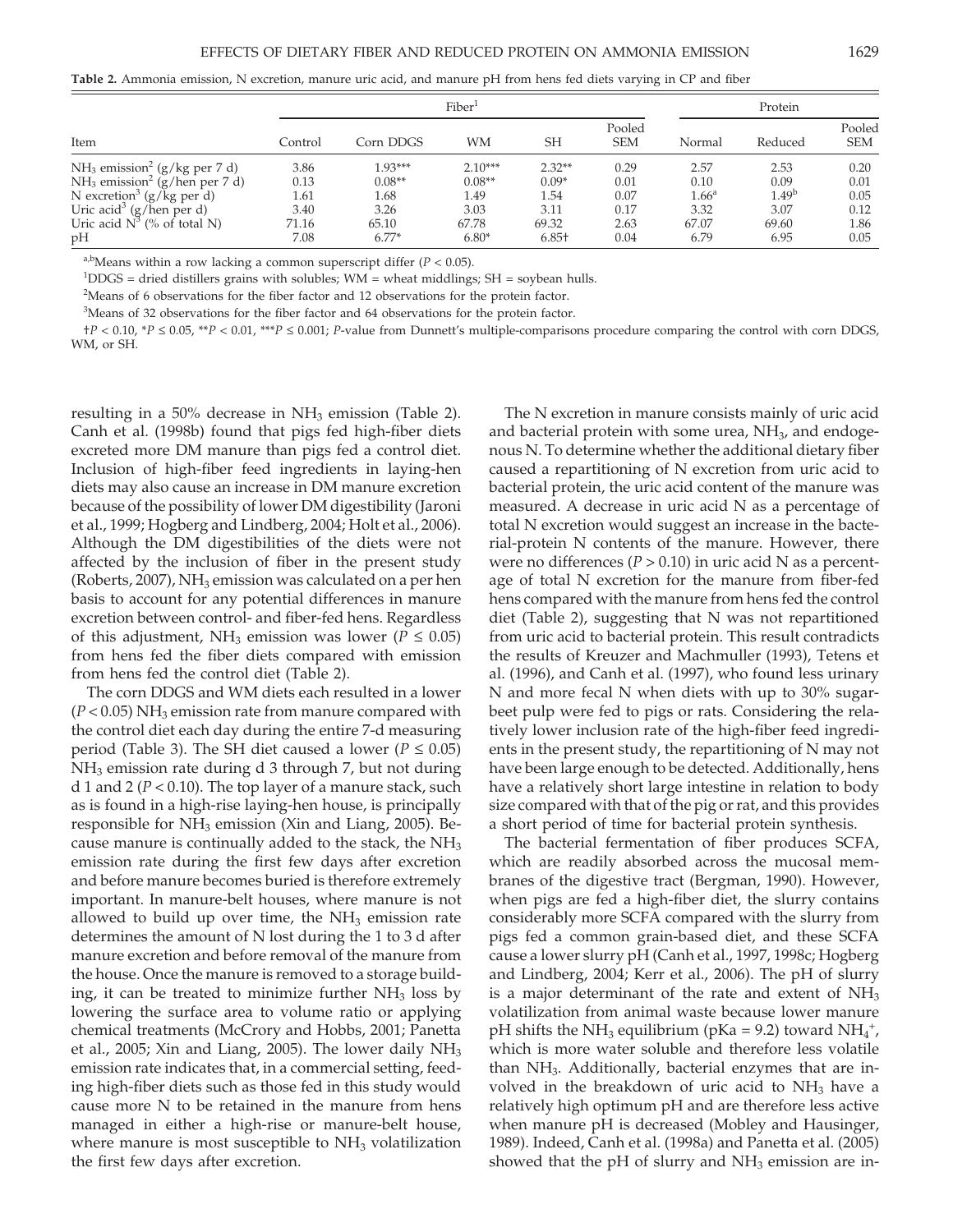**Table 2.** Ammonia emission, N excretion, manure uric acid, and manure pH from hens fed diets varying in CP and fiber

| Item | Fiber[1] | | | | | Protein | | |
|---|---|---|---|---|---|---|---|---|
| | Control | Corn DDGS | WM | SH | Pooled SEM | Normal | Reduced | Pooled SEM |
| $NH_3$ emission[2] (g/kg per 7 d) | 3.86 | 1.93*** | 2.10*** | 2.32** | 0.29 | 2.57 | 2.53 | 0.20 |
| $NH_3$ emission[2] (g/hen per 7 d) | 0.13 | 0.08** | 0.08** | 0.09* | 0.01 | 0.10 | 0.09 | 0.01 |
| N excretion[3] (g/kg per d) | 1.61 | 1.68 | 1.49 | 1.54 | 0.07 | 1.66[a] | 1.49[b] | 0.05 |
| Uric acid[3] (g/hen per d) | 3.40 | 3.26 | 3.03 | 3.11 | 0.17 | 3.32 | 3.07 | 0.12 |
| Uric acid N[3] (% of total N) | 71.16 | 65.10 | 67.78 | 69.32 | 2.63 | 67.07 | 69.60 | 1.86 |
| pH | 7.08 | 6.77* | 6.80* | 6.85† | 0.04 | 6.79 | 6.95 | 0.05 |

[a,b]Means within a row lacking a common superscript differ ($P < 0.05$).

[1]DDGS = dried distillers grains with solubles; WM = wheat middlings; SH = soybean hulls.

[2]Means of 6 observations for the fiber factor and 12 observations for the protein factor.

[3]Means of 32 observations for the fiber factor and 64 observations for the protein factor.

†$P < 0.10$, *$P \leq 0.05$, **$P < 0.01$, ***$P \leq 0.001$; $P$-value from Dunnett's multiple-comparisons procedure comparing the control with corn DDGS, WM, or SH.

resulting in a 50% decrease in $NH_3$ emission (Table 2). Canh et al. (1998b) found that pigs fed high-fiber diets excreted more DM manure than pigs fed a control diet. Inclusion of high-fiber feed ingredients in laying-hen diets may also cause an increase in DM manure excretion because of the possibility of lower DM digestibility (Jaroni et al., 1999; Hogberg and Lindberg, 2004; Holt et al., 2006). Although the DM digestibilities of the diets were not affected by the inclusion of fiber in the present study (Roberts, 2007), $NH_3$ emission was calculated on a per hen basis to account for any potential differences in manure excretion between control- and fiber-fed hens. Regardless of this adjustment, $NH_3$ emission was lower ($P \leq 0.05$) from hens fed the fiber diets compared with emission from hens fed the control diet (Table 2).

The corn DDGS and WM diets each resulted in a lower ($P < 0.05$) $NH_3$ emission rate from manure compared with the control diet each day during the entire 7-d measuring period (Table 3). The SH diet caused a lower ($P \leq 0.05$) $NH_3$ emission rate during d 3 through 7, but not during d 1 and 2 ($P < 0.10$). The top layer of a manure stack, such as is found in a high-rise laying-hen house, is principally responsible for $NH_3$ emission (Xin and Liang, 2005). Because manure is continually added to the stack, the $NH_3$ emission rate during the first few days after excretion and before manure becomes buried is therefore extremely important. In manure-belt houses, where manure is not allowed to build up over time, the $NH_3$ emission rate determines the amount of N lost during the 1 to 3 d after manure excretion and before removal of the manure from the house. Once the manure is removed to a storage building, it can be treated to minimize further $NH_3$ loss by lowering the surface area to volume ratio or applying chemical treatments (McCrory and Hobbs, 2001; Panetta et al., 2005; Xin and Liang, 2005). The lower daily $NH_3$ emission rate indicates that, in a commercial setting, feeding high-fiber diets such as those fed in this study would cause more N to be retained in the manure from hens managed in either a high-rise or manure-belt house, where manure is most susceptible to $NH_3$ volatilization the first few days after excretion.

The N excretion in manure consists mainly of uric acid and bacterial protein with some urea, $NH_3$, and endogenous N. To determine whether the additional dietary fiber caused a repartitioning of N excretion from uric acid to bacterial protein, the uric acid content of the manure was measured. A decrease in uric acid N as a percentage of total N excretion would suggest an increase in the bacterial-protein N contents of the manure. However, there were no differences ($P > 0.10$) in uric acid N as a percentage of total N excretion for the manure from fiber-fed hens compared with the manure from hens fed the control diet (Table 2), suggesting that N was not repartitioned from uric acid to bacterial protein. This result contradicts the results of Kreuzer and Machmuller (1993), Tetens et al. (1996), and Canh et al. (1997), who found less urinary N and more fecal N when diets with up to 30% sugar-beet pulp were fed to pigs or rats. Considering the relatively lower inclusion rate of the high-fiber feed ingredients in the present study, the repartitioning of N may not have been large enough to be detected. Additionally, hens have a relatively short large intestine in relation to body size compared with that of the pig or rat, and this provides a short period of time for bacterial protein synthesis.

The bacterial fermentation of fiber produces SCFA, which are readily absorbed across the mucosal membranes of the digestive tract (Bergman, 1990). However, when pigs are fed a high-fiber diet, the slurry contains considerably more SCFA compared with the slurry from pigs fed a common grain-based diet, and these SCFA cause a lower slurry pH (Canh et al., 1997, 1998c; Hogberg and Lindberg, 2004; Kerr et al., 2006). The pH of slurry is a major determinant of the rate and extent of $NH_3$ volatilization from animal waste because lower manure pH shifts the $NH_3$ equilibrium (pKa = 9.2) toward $NH_4^+$, which is more water soluble and therefore less volatile than $NH_3$. Additionally, bacterial enzymes that are involved in the breakdown of uric acid to $NH_3$ have a relatively high optimum pH and are therefore less active when manure pH is decreased (Mobley and Hausinger, 1989). Indeed, Canh et al. (1998a) and Panetta et al. (2005) showed that the pH of slurry and $NH_3$ emission are in-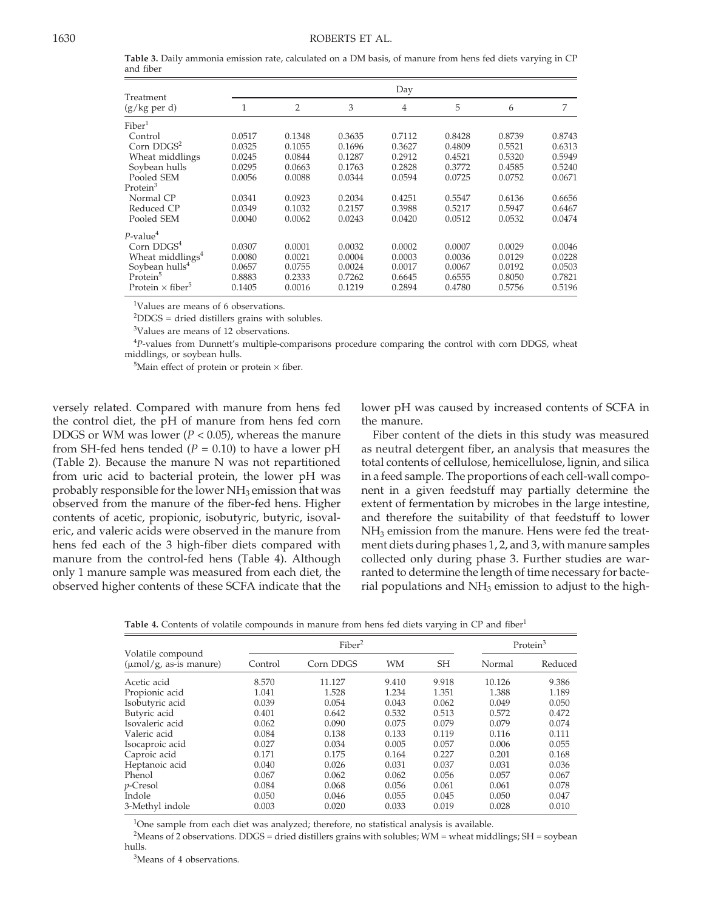**Table 3.** Daily ammonia emission rate, calculated on a DM basis, of manure from hens fed diets varying in CP and fiber

| Treatment (g/kg per d) | Day | | | | | | |
|---|---|---|---|---|---|---|---|
| | 1 | 2 | 3 | 4 | 5 | 6 | 7 |
| Fiber[1] | | | | | | | |
| Control | 0.0517 | 0.1348 | 0.3635 | 0.7112 | 0.8428 | 0.8739 | 0.8743 |
| Corn DDGS[2] | 0.0325 | 0.1055 | 0.1696 | 0.3627 | 0.4809 | 0.5521 | 0.6313 |
| Wheat middlings | 0.0245 | 0.0844 | 0.1287 | 0.2912 | 0.4521 | 0.5320 | 0.5949 |
| Soybean hulls | 0.0295 | 0.0663 | 0.1763 | 0.2828 | 0.3772 | 0.4585 | 0.5240 |
| Pooled SEM | 0.0056 | 0.0088 | 0.0344 | 0.0594 | 0.0725 | 0.0752 | 0.0671 |
| Protein[3] | | | | | | | |
| Normal CP | 0.0341 | 0.0923 | 0.2034 | 0.4251 | 0.5547 | 0.6136 | 0.6656 |
| Reduced CP | 0.0349 | 0.1032 | 0.2157 | 0.3988 | 0.5217 | 0.5947 | 0.6467 |
| Pooled SEM | 0.0040 | 0.0062 | 0.0243 | 0.0420 | 0.0512 | 0.0532 | 0.0474 |
| *P*-value[4] | | | | | | | |
| Corn DDGS[4] | 0.0307 | 0.0001 | 0.0032 | 0.0002 | 0.0007 | 0.0029 | 0.0046 |
| Wheat middlings[4] | 0.0080 | 0.0021 | 0.0004 | 0.0003 | 0.0036 | 0.0129 | 0.0228 |
| Soybean hulls[4] | 0.0657 | 0.0755 | 0.0024 | 0.0017 | 0.0067 | 0.0192 | 0.0503 |
| Protein[5] | 0.8883 | 0.2333 | 0.7262 | 0.6645 | 0.6555 | 0.8050 | 0.7821 |
| Protein × fiber[5] | 0.1405 | 0.0016 | 0.1219 | 0.2894 | 0.4780 | 0.5756 | 0.5196 |

[1]Values are means of 6 observations.

[2]DDGS = dried distillers grains with solubles.

[3]Values are means of 12 observations.

[4]*P*-values from Dunnett's multiple-comparisons procedure comparing the control with corn DDGS, wheat middlings, or soybean hulls.

[5]Main effect of protein or protein × fiber.

versely related. Compared with manure from hens fed the control diet, the pH of manure from hens fed corn DDGS or WM was lower ($P < 0.05$), whereas the manure from SH-fed hens tended ($P = 0.10$) to have a lower pH (Table 2). Because the manure N was not repartitioned from uric acid to bacterial protein, the lower pH was probably responsible for the lower $NH_3$ emission that was observed from the manure of the fiber-fed hens. Higher contents of acetic, propionic, isobutyric, butyric, isovaleric, and valeric acids were observed in the manure from hens fed each of the 3 high-fiber diets compared with manure from the control-fed hens (Table 4). Although only 1 manure sample was measured from each diet, the observed higher contents of these SCFA indicate that the lower pH was caused by increased contents of SCFA in the manure.

Fiber content of the diets in this study was measured as neutral detergent fiber, an analysis that measures the total contents of cellulose, hemicellulose, lignin, and silica in a feed sample. The proportions of each cell-wall component in a given feedstuff may partially determine the extent of fermentation by microbes in the large intestine, and therefore the suitability of that feedstuff to lower $NH_3$ emission from the manure. Hens were fed the treatment diets during phases 1, 2, and 3, with manure samples collected only during phase 3. Further studies are warranted to determine the length of time necessary for bacterial populations and $NH_3$ emission to adjust to the high-

**Table 4.** Contents of volatile compounds in manure from hens fed diets varying in CP and fiber[1]

| Volatile compound (μmol/g, as-is manure) | Fiber[2] | | | | Protein[3] | |
|---|---|---|---|---|---|---|
| | Control | Corn DDGS | WM | SH | Normal | Reduced |
| Acetic acid | 8.570 | 11.127 | 9.410 | 9.918 | 10.126 | 9.386 |
| Propionic acid | 1.041 | 1.528 | 1.234 | 1.351 | 1.388 | 1.189 |
| Isobutyric acid | 0.039 | 0.054 | 0.043 | 0.062 | 0.049 | 0.050 |
| Butyric acid | 0.401 | 0.642 | 0.532 | 0.513 | 0.572 | 0.472 |
| Isovaleric acid | 0.062 | 0.090 | 0.075 | 0.079 | 0.079 | 0.074 |
| Valeric acid | 0.084 | 0.138 | 0.133 | 0.119 | 0.116 | 0.111 |
| Isocaproic acid | 0.027 | 0.034 | 0.005 | 0.057 | 0.006 | 0.055 |
| Caproic acid | 0.171 | 0.175 | 0.164 | 0.227 | 0.201 | 0.168 |
| Heptanoic acid | 0.040 | 0.026 | 0.031 | 0.037 | 0.031 | 0.036 |
| Phenol | 0.067 | 0.062 | 0.062 | 0.056 | 0.057 | 0.067 |
| *p*-Cresol | 0.084 | 0.068 | 0.056 | 0.061 | 0.061 | 0.078 |
| Indole | 0.050 | 0.046 | 0.055 | 0.045 | 0.050 | 0.047 |
| 3-Methyl indole | 0.003 | 0.020 | 0.033 | 0.019 | 0.028 | 0.010 |

[1]One sample from each diet was analyzed; therefore, no statistical analysis is available.

[2]Means of 2 observations. DDGS = dried distillers grains with solubles; WM = wheat middlings; SH = soybean hulls.

[3]Means of 4 observations.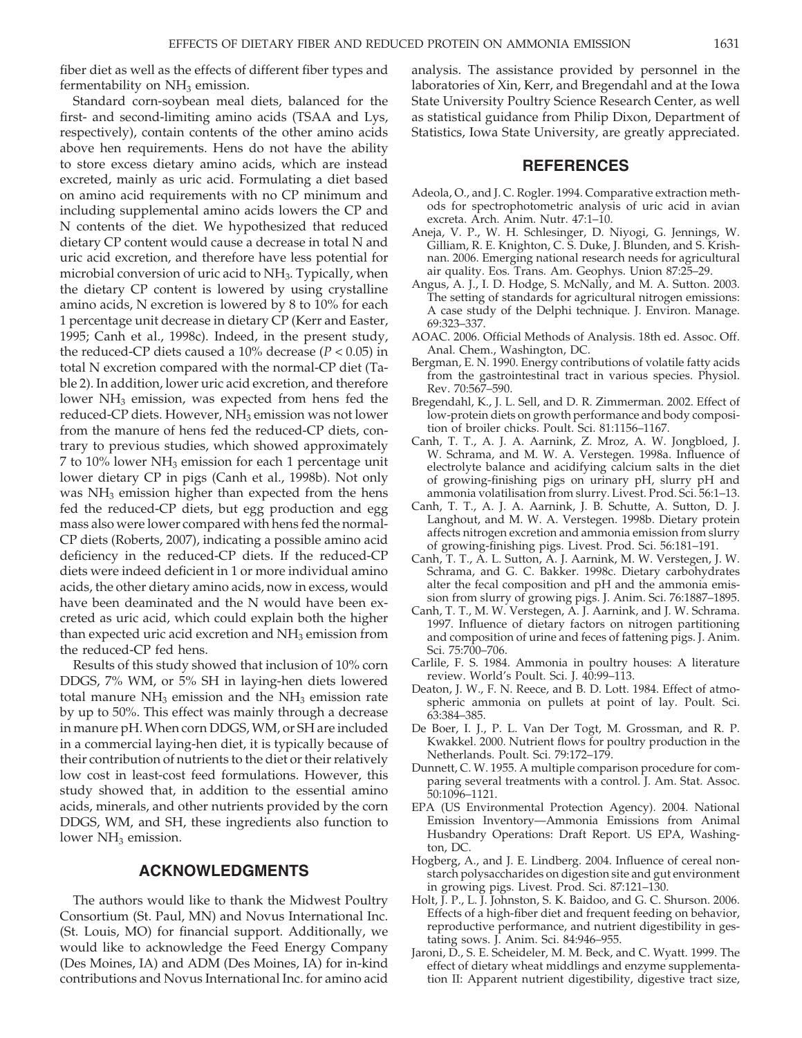fiber diet as well as the effects of different fiber types and fermentability on $NH_3$ emission.

Standard corn-soybean meal diets, balanced for the first- and second-limiting amino acids (TSAA and Lys, respectively), contain contents of the other amino acids above hen requirements. Hens do not have the ability to store excess dietary amino acids, which are instead excreted, mainly as uric acid. Formulating a diet based on amino acid requirements with no CP minimum and including supplemental amino acids lowers the CP and N contents of the diet. We hypothesized that reduced dietary CP content would cause a decrease in total N and uric acid excretion, and therefore have less potential for microbial conversion of uric acid to $NH_3$. Typically, when the dietary CP content is lowered by using crystalline amino acids, N excretion is lowered by 8 to 10% for each 1 percentage unit decrease in dietary CP (Kerr and Easter, 1995; Canh et al., 1998c). Indeed, in the present study, the reduced-CP diets caused a 10% decrease ($P < 0.05$) in total N excretion compared with the normal-CP diet (Table 2). In addition, lower uric acid excretion, and therefore lower $NH_3$ emission, was expected from hens fed the reduced-CP diets. However, $NH_3$ emission was not lower from the manure of hens fed the reduced-CP diets, contrary to previous studies, which showed approximately 7 to 10% lower $NH_3$ emission for each 1 percentage unit lower dietary CP in pigs (Canh et al., 1998b). Not only was $NH_3$ emission higher than expected from the hens fed the reduced-CP diets, but egg production and egg mass also were lower compared with hens fed the normal-CP diets (Roberts, 2007), indicating a possible amino acid deficiency in the reduced-CP diets. If the reduced-CP diets were indeed deficient in 1 or more individual amino acids, the other dietary amino acids, now in excess, would have been deaminated and the N would have been excreted as uric acid, which could explain both the higher than expected uric acid excretion and $NH_3$ emission from the reduced-CP fed hens.

Results of this study showed that inclusion of 10% corn DDGS, 7% WM, or 5% SH in laying-hen diets lowered total manure $NH_3$ emission and the $NH_3$ emission rate by up to 50%. This effect was mainly through a decrease in manure pH. When corn DDGS, WM, or SH are included in a commercial laying-hen diet, it is typically because of their contribution of nutrients to the diet or their relatively low cost in least-cost feed formulations. However, this study showed that, in addition to the essential amino acids, minerals, and other nutrients provided by the corn DDGS, WM, and SH, these ingredients also function to lower $NH_3$ emission.

## ACKNOWLEDGMENTS

The authors would like to thank the Midwest Poultry Consortium (St. Paul, MN) and Novus International Inc. (St. Louis, MO) for financial support. Additionally, we would like to acknowledge the Feed Energy Company (Des Moines, IA) and ADM (Des Moines, IA) for in-kind contributions and Novus International Inc. for amino acid analysis. The assistance provided by personnel in the laboratories of Xin, Kerr, and Bregendahl and at the Iowa State University Poultry Science Research Center, as well as statistical guidance from Philip Dixon, Department of Statistics, Iowa State University, are greatly appreciated.

## REFERENCES

Adeola, O., and J. C. Rogler. 1994. Comparative extraction methods for spectrophotometric analysis of uric acid in avian excreta. Arch. Anim. Nutr. 47:1–10.

Aneja, V. P., W. H. Schlesinger, D. Niyogi, G. Jennings, W. Gilliam, R. E. Knighton, C. S. Duke, J. Blunden, and S. Krishnan. 2006. Emerging national research needs for agricultural air quality. Eos. Trans. Am. Geophys. Union 87:25–29.

Angus, A. J., I. D. Hodge, S. McNally, and M. A. Sutton. 2003. The setting of standards for agricultural nitrogen emissions: A case study of the Delphi technique. J. Environ. Manage. 69:323–337.

AOAC. 2006. Official Methods of Analysis. 18th ed. Assoc. Off. Anal. Chem., Washington, DC.

Bergman, E. N. 1990. Energy contributions of volatile fatty acids from the gastrointestinal tract in various species. Physiol. Rev. 70:567–590.

Bregendahl, K., J. L. Sell, and D. R. Zimmerman. 2002. Effect of low-protein diets on growth performance and body composition of broiler chicks. Poult. Sci. 81:1156–1167.

Canh, T. T., A. J. A. Aarnink, Z. Mroz, A. W. Jongbloed, J. W. Schrama, and M. W. A. Verstegen. 1998a. Influence of electrolyte balance and acidifying calcium salts in the diet of growing-finishing pigs on urinary pH, slurry pH and ammonia volatilisation from slurry. Livest. Prod. Sci. 56:1–13.

Canh, T. T., A. J. A. Aarnink, J. B. Schutte, A. Sutton, D. J. Langhout, and M. W. A. Verstegen. 1998b. Dietary protein affects nitrogen excretion and ammonia emission from slurry of growing-finishing pigs. Livest. Prod. Sci. 56:181–191.

Canh, T. T., A. L. Sutton, A. J. Aarnink, M. W. Verstegen, J. W. Schrama, and G. C. Bakker. 1998c. Dietary carbohydrates alter the fecal composition and pH and the ammonia emission from slurry of growing pigs. J. Anim. Sci. 76:1887–1895.

Canh, T. T., M. W. Verstegen, A. J. Aarnink, and J. W. Schrama. 1997. Influence of dietary factors on nitrogen partitioning and composition of urine and feces of fattening pigs. J. Anim. Sci. 75:700–706.

Carlile, F. S. 1984. Ammonia in poultry houses: A literature review. World's Poult. Sci. J. 40:99–113.

Deaton, J. W., F. N. Reece, and B. D. Lott. 1984. Effect of atmospheric ammonia on pullets at point of lay. Poult. Sci. 63:384–385.

De Boer, I. J., P. L. Van Der Togt, M. Grossman, and R. P. Kwakkel. 2000. Nutrient flows for poultry production in the Netherlands. Poult. Sci. 79:172–179.

Dunnett, C. W. 1955. A multiple comparison procedure for comparing several treatments with a control. J. Am. Stat. Assoc. 50:1096–1121.

EPA (US Environmental Protection Agency). 2004. National Emission Inventory—Ammonia Emissions from Animal Husbandry Operations: Draft Report. US EPA, Washington, DC.

Hogberg, A., and J. E. Lindberg. 2004. Influence of cereal non-starch polysaccharides on digestion site and gut environment in growing pigs. Livest. Prod. Sci. 87:121–130.

Holt, J. P., L. J. Johnston, S. K. Baidoo, and G. C. Shurson. 2006. Effects of a high-fiber diet and frequent feeding on behavior, reproductive performance, and nutrient digestibility in gestating sows. J. Anim. Sci. 84:946–955.

Jaroni, D., S. E. Scheideler, M. M. Beck, and C. Wyatt. 1999. The effect of dietary wheat middlings and enzyme supplementation II: Apparent nutrient digestibility, digestive tract size,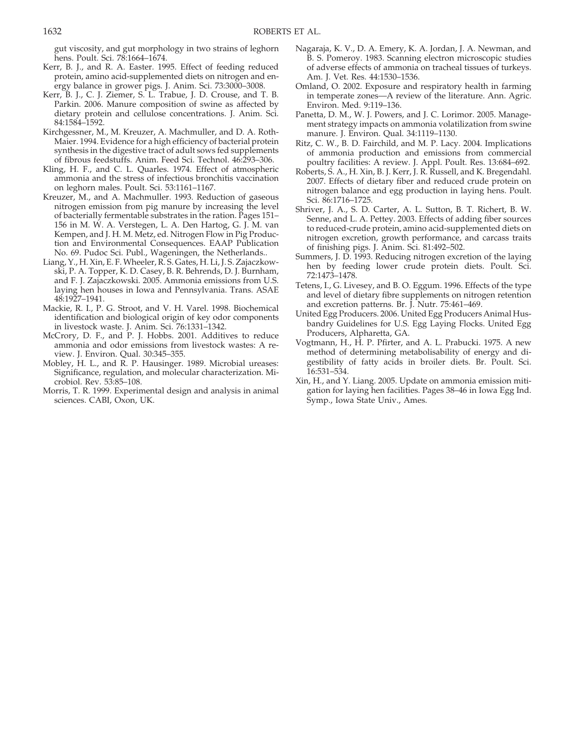gut viscosity, and gut morphology in two strains of leghorn hens. Poult. Sci. 78:1664–1674.

Kerr, B. J., and R. A. Easter. 1995. Effect of feeding reduced protein, amino acid-supplemented diets on nitrogen and energy balance in grower pigs. J. Anim. Sci. 73:3000–3008.

Kerr, B. J., C. J. Ziemer, S. L. Trabue, J. D. Crouse, and T. B. Parkin. 2006. Manure composition of swine as affected by dietary protein and cellulose concentrations. J. Anim. Sci. 84:1584–1592.

Kirchgessner, M., M. Kreuzer, A. Machmuller, and D. A. Roth-Maier. 1994. Evidence for a high efficiency of bacterial protein synthesis in the digestive tract of adult sows fed supplements of fibrous feedstuffs. Anim. Feed Sci. Technol. 46:293–306.

Kling, H. F., and C. L. Quarles. 1974. Effect of atmospheric ammonia and the stress of infectious bronchitis vaccination on leghorn males. Poult. Sci. 53:1161–1167.

Kreuzer, M., and A. Machmuller. 1993. Reduction of gaseous nitrogen emission from pig manure by increasing the level of bacterially fermentable substrates in the ration. Pages 151–156 in M. W. A. Verstegen, L. A. Den Hartog, G. J. M. van Kempen, and J. H. M. Metz, ed. Nitrogen Flow in Pig Production and Environmental Consequences. EAAP Publication No. 69. Pudoc Sci. Publ., Wageningen, the Netherlands..

Liang, Y., H. Xin, E. F. Wheeler, R. S. Gates, H. Li, J. S. Zajaczkowski, P. A. Topper, K. D. Casey, B. R. Behrends, D. J. Burnham, and F. J. Zajaczkowski. 2005. Ammonia emissions from U.S. laying hen houses in Iowa and Pennsylvania. Trans. ASAE 48:1927–1941.

Mackie, R. I., P. G. Stroot, and V. H. Varel. 1998. Biochemical identification and biological origin of key odor components in livestock waste. J. Anim. Sci. 76:1331–1342.

McCrory, D. F., and P. J. Hobbs. 2001. Additives to reduce ammonia and odor emissions from livestock wastes: A review. J. Environ. Qual. 30:345–355.

Mobley, H. L., and R. P. Hausinger. 1989. Microbial ureases: Significance, regulation, and molecular characterization. Microbiol. Rev. 53:85–108.

Morris, T. R. 1999. Experimental design and analysis in animal sciences. CABI, Oxon, UK.

Nagaraja, K. V., D. A. Emery, K. A. Jordan, J. A. Newman, and B. S. Pomeroy. 1983. Scanning electron microscopic studies of adverse effects of ammonia on tracheal tissues of turkeys. Am. J. Vet. Res. 44:1530–1536.

Omland, O. 2002. Exposure and respiratory health in farming in temperate zones—A review of the literature. Ann. Agric. Environ. Med. 9:119–136.

Panetta, D. M., W. J. Powers, and J. C. Lorimor. 2005. Management strategy impacts on ammonia volatilization from swine manure. J. Environ. Qual. 34:1119–1130.

Ritz, C. W., B. D. Fairchild, and M. P. Lacy. 2004. Implications of ammonia production and emissions from commercial poultry facilities: A review. J. Appl. Poult. Res. 13:684–692.

Roberts, S. A., H. Xin, B. J. Kerr, J. R. Russell, and K. Bregendahl. 2007. Effects of dietary fiber and reduced crude protein on nitrogen balance and egg production in laying hens. Poult. Sci. 86:1716–1725.

Shriver, J. A., S. D. Carter, A. L. Sutton, B. T. Richert, B. W. Senne, and L. A. Pettey. 2003. Effects of adding fiber sources to reduced-crude protein, amino acid-supplemented diets on nitrogen excretion, growth performance, and carcass traits of finishing pigs. J. Anim. Sci. 81:492–502.

Summers, J. D. 1993. Reducing nitrogen excretion of the laying hen by feeding lower crude protein diets. Poult. Sci. 72:1473–1478.

Tetens, I., G. Livesey, and B. O. Eggum. 1996. Effects of the type and level of dietary fibre supplements on nitrogen retention and excretion patterns. Br. J. Nutr. 75:461–469.

United Egg Producers. 2006. United Egg Producers Animal Husbandry Guidelines for U.S. Egg Laying Flocks. United Egg Producers, Alpharetta, GA.

Vogtmann, H., H. P. Pfirter, and A. L. Prabucki. 1975. A new method of determining metabolisability of energy and digestibility of fatty acids in broiler diets. Br. Poult. Sci. 16:531–534.

Xin, H., and Y. Liang. 2005. Update on ammonia emission mitigation for laying hen facilities. Pages 38–46 in Iowa Egg Ind. Symp., Iowa State Univ., Ames.